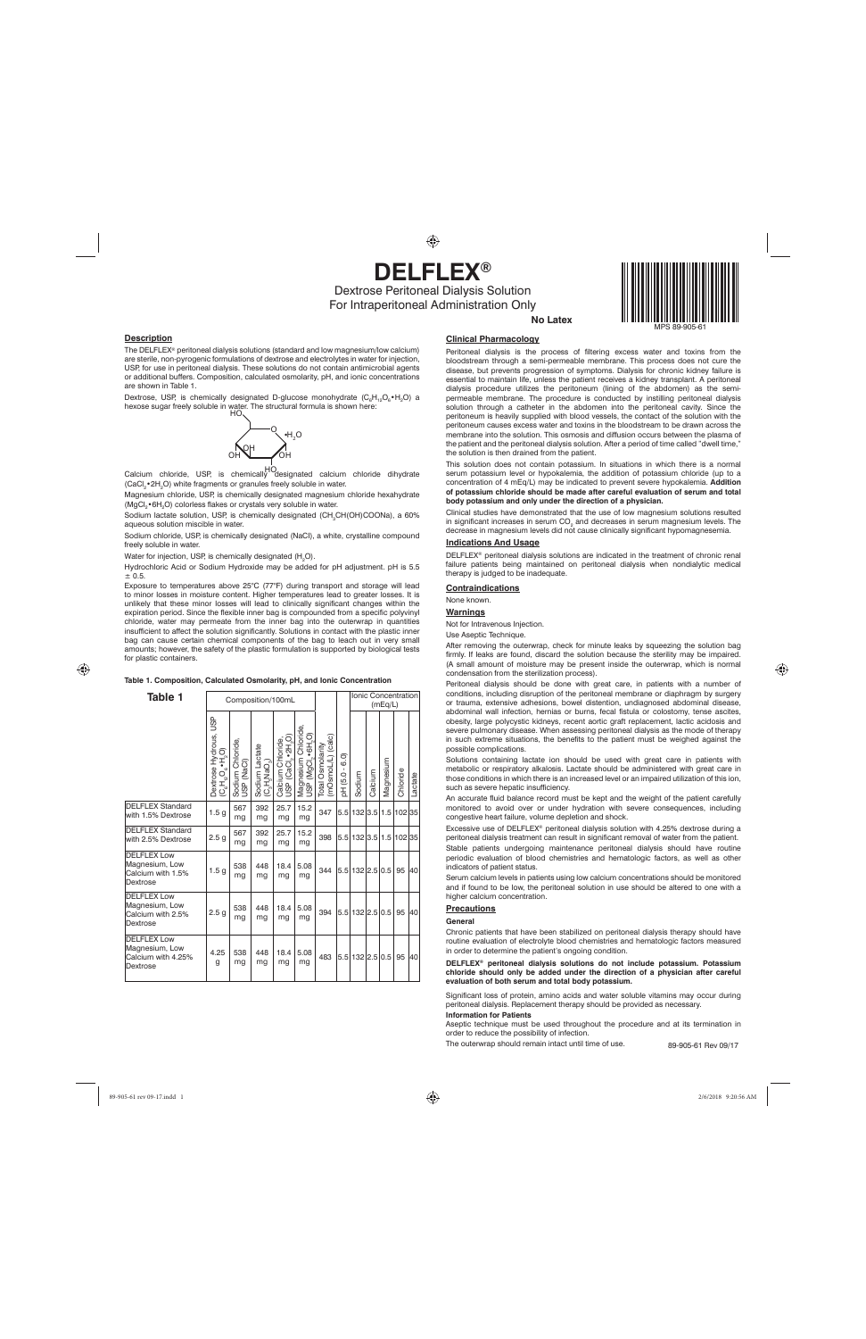# DELFLEX®

Dextrose Peritoneal Dialysis Solution
For Intraperitoneal Administration Only

**No Latex**

MPS 89-905-61

## Description

The DELFLEX® peritoneal dialysis solutions (standard and low magnesium/low calcium) are sterile, non-pyrogenic formulations of dextrose and electrolytes in water for injection, USP, for use in peritoneal dialysis. These solutions do not contain antimicrobial agents or additional buffers. Composition, calculated osmolarity, pH, and ionic concentrations are shown in Table 1.

Dextrose, USP, is chemically designated D-glucose monohydrate ($C_6H_{12}O_6 \cdot H_2O$) a hexose sugar freely soluble in water. The structural formula is shown here:

Calcium chloride, USP, is chemically designated calcium chloride dihydrate ($CaCl_2 \cdot 2H_2O$) white fragments or granules freely soluble in water.

Magnesium chloride, USP, is chemically designated magnesium chloride hexahydrate ($MgCl_2 \cdot 6H_2O$) colorless flakes or crystals very soluble in water.

Sodium lactate solution, USP, is chemically designated ($CH_3CH(OH)COONa$), a 60% aqueous solution miscible in water.

Sodium chloride, USP, is chemically designated (NaCl), a white, crystalline compound freely soluble in water.

Water for injection, USP, is chemically designated ($H_2O$).

Hydrochloric Acid or Sodium Hydroxide may be added for pH adjustment. pH is 5.5 ± 0.5.

Exposure to temperatures above 25°C (77°F) during transport and storage will lead to minor losses in moisture content. Higher temperatures lead to greater losses. It is unlikely that these minor losses will lead to clinically significant changes within the expiration period. Since the flexible inner bag is compounded from a specific polyvinyl chloride, water may permeate from the inner bag into the outerwrap in quantities insufficient to affect the solution significantly. Solutions in contact with the plastic inner bag can cause certain chemical components of the bag to leach out in very small amounts; however, the safety of the plastic formulation is supported by biological tests for plastic containers.

**Table 1. Composition, Calculated Osmolarity, pH, and Ionic Concentration**

| Table 1 | Composition/100mL | | | | | | | Ionic Concentration (mEq/L) | | | | |
|---|---|---|---|---|---|---|---|---|---|---|---|---|
| | Dextrose Hydrous, USP ($C_6H_{12}O_6 \cdot H_2O$) | Sodium Chloride, USP (NaCl) | Sodium Lactate ($C_3H_5NaO_3$) | Calcium Chloride, USP ($CaCl_2 \cdot 2H_2O$) | Magnesium Chloride, USP ($MgCl_2 \cdot 6H_2O$) | Total Osmolarity (mOsmol/L) (calc) | pH (5.0 - 6.0) | Sodium | Calcium | Magnesium | Chloride | Lactate |
| DELFLEX Standard with 1.5% Dextrose | 1.5 g | 567 mg | 392 mg | 25.7 mg | 15.2 mg | 347 | 5.5 | 132 | 3.5 | 1.5 | 102 | 35 |
| DELFLEX Standard with 2.5% Dextrose | 2.5 g | 567 mg | 392 mg | 25.7 mg | 15.2 mg | 398 | 5.5 | 132 | 3.5 | 1.5 | 102 | 35 |
| DELFLEX Low Magnesium, Low Calcium with 1.5% Dextrose | 1.5 g | 538 mg | 448 mg | 18.4 mg | 5.08 mg | 344 | 5.5 | 132 | 2.5 | 0.5 | 95 | 40 |
| DELFLEX Low Magnesium, Low Calcium with 2.5% Dextrose | 2.5 g | 538 mg | 448 mg | 18.4 mg | 5.08 mg | 394 | 5.5 | 132 | 2.5 | 0.5 | 95 | 40 |
| DELFLEX Low Magnesium, Low Calcium with 4.25% Dextrose | 4.25 g | 538 mg | 448 mg | 18.4 mg | 5.08 mg | 483 | 5.5 | 132 | 2.5 | 0.5 | 95 | 40 |

## Clinical Pharmacology

Peritoneal dialysis is the process of filtering excess water and toxins from the bloodstream through a semi-permeable membrane. This process does not cure the disease, but prevents progression of symptoms. Dialysis for chronic kidney failure is essential to maintain life, unless the patient receives a kidney transplant. A peritoneal dialysis procedure utilizes the peritoneum (lining of the abdomen) as the semi-permeable membrane. The procedure is conducted by instilling peritoneal dialysis solution through a catheter in the abdomen into the peritoneal cavity. Since the peritoneum is heavily supplied with blood vessels, the contact of the solution with the peritoneum causes excess water and toxins in the bloodstream to be drawn across the membrane into the solution. This osmosis and diffusion occurs between the plasma of the patient and the peritoneal dialysis solution. After a period of time called "dwell time," the solution is then drained from the patient.

This solution does not contain potassium. In situations in which there is a normal serum potassium level or hypokalemia, the addition of potassium chloride (up to a concentration of 4 mEq/L) may be indicated to prevent severe hypokalemia. **Addition of potassium chloride should be made after careful evaluation of serum and total body potassium and only under the direction of a physician.**

Clinical studies have demonstrated that the use of low magnesium solutions resulted in significant increases in serum $CO_2$ and decreases in serum magnesium levels. The decrease in magnesium levels did not cause clinically significant hypomagnesemia.

## Indications And Usage

DELFLEX® peritoneal dialysis solutions are indicated in the treatment of chronic renal failure patients being maintained on peritoneal dialysis when nondialytic medical therapy is judged to be inadequate.

## Contraindications

None known.

## Warnings

Not for Intravenous Injection.

Use Aseptic Technique.

After removing the outerwrap, check for minute leaks by squeezing the solution bag firmly. If leaks are found, discard the solution because the sterility may be impaired. (A small amount of moisture may be present inside the outerwrap, which is normal condensation from the sterilization process).

Peritoneal dialysis should be done with great care, in patients with a number of conditions, including disruption of the peritoneal membrane or diaphragm by surgery or trauma, extensive adhesions, bowel distention, undiagnosed abdominal disease, abdominal wall infection, hernias or burns, fecal fistula or colostomy, tense ascites, obesity, large polycystic kidneys, recent aortic graft replacement, lactic acidosis and severe pulmonary disease. When assessing peritoneal dialysis as the mode of therapy in such extreme situations, the benefits to the patient must be weighed against the possible complications.

Solutions containing lactate ion should be used with great care in patients with metabolic or respiratory alkalosis. Lactate should be administered with great care in those conditions in which there is an increased level or an impaired utilization of this ion, such as severe hepatic insufficiency.

An accurate fluid balance record must be kept and the weight of the patient carefully monitored to avoid over or under hydration with severe consequences, including congestive heart failure, volume depletion and shock.

Excessive use of DELFLEX® peritoneal dialysis solution with 4.25% dextrose during a peritoneal dialysis treatment can result in significant removal of water from the patient.

Stable patients undergoing maintenance peritoneal dialysis should have routine periodic evaluation of blood chemistries and hematologic factors, as well as other indicators of patient status.

Serum calcium levels in patients using low calcium concentrations should be monitored and if found to be low, the peritoneal solution in use should be altered to one with a higher calcium concentration.

## Precautions

### General

Chronic patients that have been stabilized on peritoneal dialysis therapy should have routine evaluation of electrolyte blood chemistries and hematologic factors measured in order to determine the patient's ongoing condition.

**DELFLEX® peritoneal dialysis solutions do not include potassium. Potassium chloride should only be added under the direction of a physician after careful evaluation of both serum and total body potassium.**

Significant loss of protein, amino acids and water soluble vitamins may occur during peritoneal dialysis. Replacement therapy should be provided as necessary.

### Information for Patients

Aseptic technique must be used throughout the procedure and at its termination in order to reduce the possibility of infection.

The outerwrap should remain intact until time of use.

89-905-61 Rev 09/17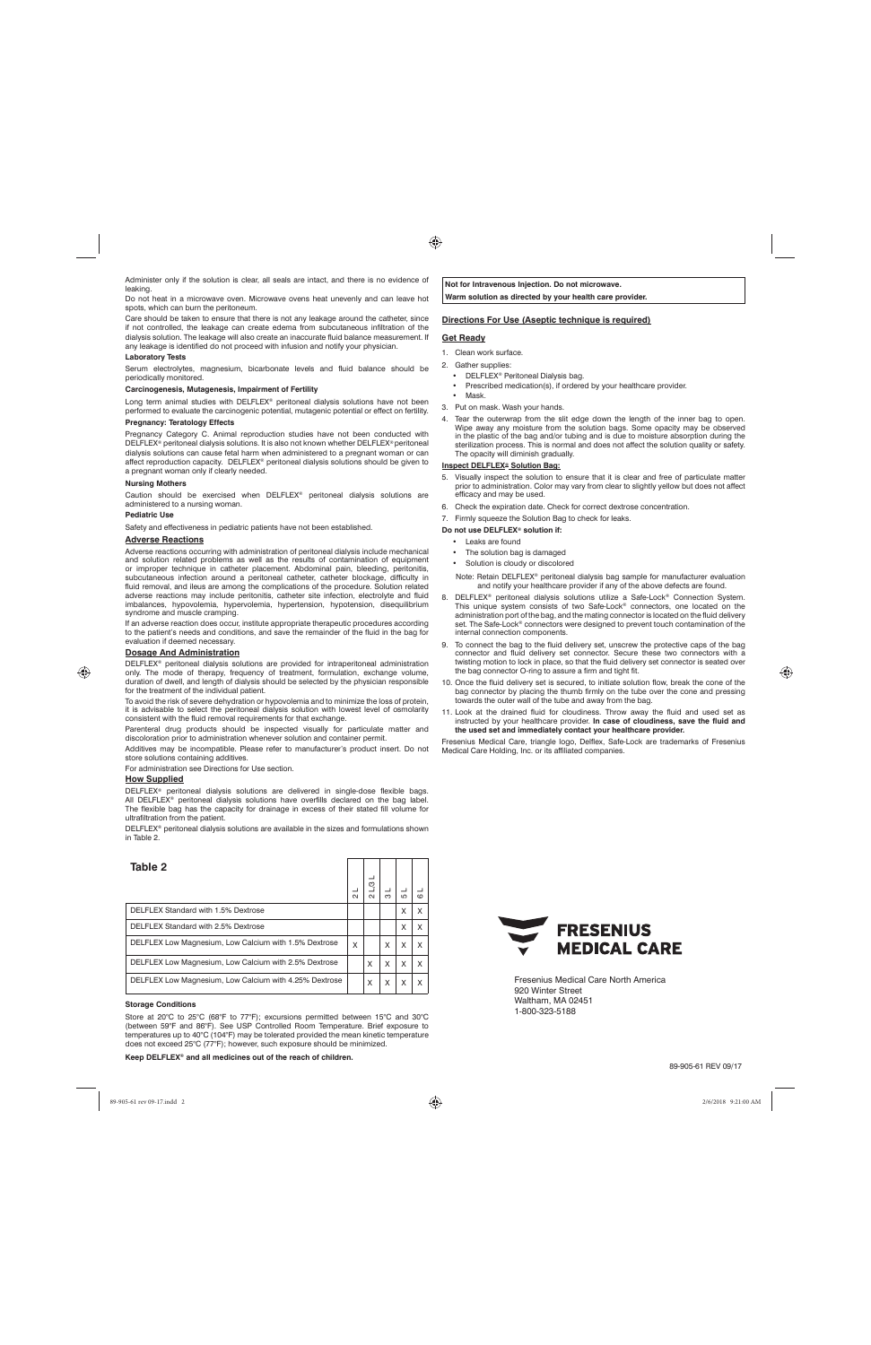Administer only if the solution is clear, all seals are intact, and there is no evidence of leaking.

Do not heat in a microwave oven. Microwave ovens heat unevenly and can leave hot spots, which can burn the peritoneum.

Care should be taken to ensure that there is not any leakage around the catheter, since if not controlled, the leakage can create edema from subcutaneous infiltration of the dialysis solution. The leakage will also create an inaccurate fluid balance measurement. If any leakage is identified do not proceed with infusion and notify your physician.

**Laboratory Tests**

Serum electrolytes, magnesium, bicarbonate levels and fluid balance should be periodically monitored.

**Carcinogenesis, Mutagenesis, Impairment of Fertility**

Long term animal studies with DELFLEX® peritoneal dialysis solutions have not been performed to evaluate the carcinogenic potential, mutagenic potential or effect on fertility.

**Pregnancy: Teratology Effects**

Pregnancy Category C. Animal reproduction studies have not been conducted with DELFLEX® peritoneal dialysis solutions. It is also not known whether DELFLEX® peritoneal dialysis solutions can cause fetal harm when administered to a pregnant woman or can affect reproduction capacity. DELFLEX® peritoneal dialysis solutions should be given to a pregnant woman only if clearly needed.

**Nursing Mothers**

Caution should be exercised when DELFLEX® peritoneal dialysis solutions are administered to a nursing woman.

**Pediatric Use**

Safety and effectiveness in pediatric patients have not been established.

## Adverse Reactions

Adverse reactions occurring with administration of peritoneal dialysis include mechanical and solution related problems as well as the results of contamination of equipment or improper technique in catheter placement. Abdominal pain, bleeding, peritonitis, subcutaneous infection around a peritoneal catheter, catheter blockage, difficulty in fluid removal, and ileus are among the complications of the procedure. Solution related adverse reactions may include peritonitis, catheter site infection, electrolyte and fluid imbalances, hypovolemia, hypervolemia, hypertension, hypotension, disequilibrium syndrome and muscle cramping.

If an adverse reaction does occur, institute appropriate therapeutic procedures according to the patient's needs and conditions, and save the remainder of the fluid in the bag for evaluation if deemed necessary.

## Dosage And Administration

DELFLEX® peritoneal dialysis solutions are provided for intraperitoneal administration only. The mode of therapy, frequency of treatment, formulation, exchange volume, duration of dwell, and length of dialysis should be selected by the physician responsible for the treatment of the individual patient.

To avoid the risk of severe dehydration or hypovolemia and to minimize the loss of protein, it is advisable to select the peritoneal dialysis solution with lowest level of osmolarity consistent with the fluid removal requirements for that exchange.

Parenteral drug products should be inspected visually for particulate matter and discoloration prior to administration whenever solution and container permit.

Additives may be incompatible. Please refer to manufacturer's product insert. Do not store solutions containing additives.

For administration see Directions for Use section.

## How Supplied

DELFLEX® peritoneal dialysis solutions are delivered in single-dose flexible bags. All DELFLEX® peritoneal dialysis solutions have overfills declared on the bag label. The flexible bag has the capacity for drainage in excess of their stated fill volume for ultrafiltration from the patient.

DELFLEX® peritoneal dialysis solutions are available in the sizes and formulations shown in Table 2.

### Table 2

| | 2 L | 2 L@ L | 3 L | 5 L | 6 L |
|---|---|---|---|---|---|
| DELFLEX Standard with 1.5% Dextrose | | | | X | X |
| DELFLEX Standard with 2.5% Dextrose | | | | X | X |
| DELFLEX Low Magnesium, Low Calcium with 1.5% Dextrose | X | | X | X | X |
| DELFLEX Low Magnesium, Low Calcium with 2.5% Dextrose | | X | X | X | X |
| DELFLEX Low Magnesium, Low Calcium with 4.25% Dextrose | | X | X | X | X |

**Storage Conditions**

Store at 20°C to 25°C (68°F to 77°F); excursions permitted between 15°C and 30°C (between 59°F and 86°F). See USP Controlled Room Temperature. Brief exposure to temperatures up to 40°C (104°F) may be tolerated provided the mean kinetic temperature does not exceed 25°C (77°F); however, such exposure should be minimized.

**Keep DELFLEX® and all medicines out of the reach of children.**

**Not for Intravenous Injection. Do not microwave.**

**Warm solution as directed by your health care provider.**

## Directions For Use (Aseptic technique is required)

### Get Ready

1. Clean work surface.
2. Gather supplies:
   - DELFLEX® Peritoneal Dialysis bag.
   - Prescribed medication(s), if ordered by your healthcare provider.
   - Mask.
3. Put on mask. Wash your hands.
4. Tear the outerwrap from the slit edge down the length of the inner bag to open. Wipe away any moisture from the solution bags. Some opacity may be observed in the plastic of the bag and/or tubing and is due to moisture absorption during the sterilization process. This is normal and does not affect the solution quality or safety. The opacity will diminish gradually.

**Inspect DELFLEX® Solution Bag:**

5. Visually inspect the solution to ensure that it is clear and free of particulate matter prior to administration. Color may vary from clear to slightly yellow but does not affect efficacy and may be used.
6. Check the expiration date. Check for correct dextrose concentration.
7. Firmly squeeze the Solution Bag to check for leaks.

**Do not use DELFLEX® solution if:**

- Leaks are found
- The solution bag is damaged
- Solution is cloudy or discolored

Note: Retain DELFLEX® peritoneal dialysis bag sample for manufacturer evaluation and notify your healthcare provider if any of the above defects are found.

8. DELFLEX® peritoneal dialysis solutions utilize a Safe-Lock® Connection System. This unique system consists of two Safe-Lock® connectors, one located on the administration port of the bag, and the mating connector is located on the fluid delivery set. The Safe-Lock® connectors were designed to prevent touch contamination of the internal connection components.
9. To connect the bag to the fluid delivery set, unscrew the protective caps of the bag connector and fluid delivery set connector. Secure these two connectors with a twisting motion to lock in place, so that the fluid delivery set connector is seated over the bag connector O-ring to assure a firm and tight fit.
10. Once the fluid delivery set is secured, to initiate solution flow, break the cone of the bag connector by placing the thumb firmly on the tube over the cone and pressing towards the outer wall of the tube and away from the bag.
11. Look at the drained fluid for cloudiness. Throw away the fluid and used set as instructed by your healthcare provider. **In case of cloudiness, save the fluid and the used set and immediately contact your healthcare provider.**

Fresenius Medical Care, triangle logo, Delflex, Safe-Lock are trademarks of Fresenius Medical Care Holding, Inc. or its affiliated companies.

FRESENIUS MEDICAL CARE

Fresenius Medical Care North America
920 Winter Street
Waltham, MA 02451
1-800-323-5188

89-905-61 REV 09/17